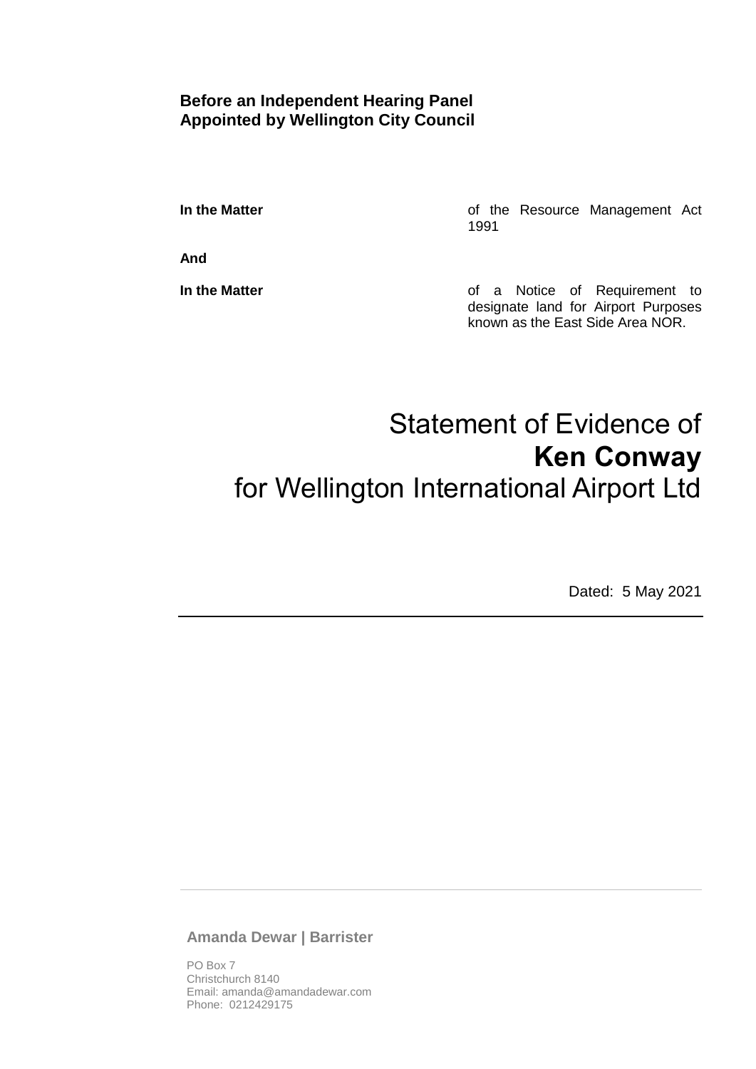**Before an Independent Hearing Panel**
**Appointed by Wellington City Council**

| | |
|---|---|
| **In the Matter** | of the Resource Management Act 1991 |
| **And** | |
| **In the Matter** | of a Notice of Requirement to designate land for Airport Purposes known as the East Side Area NOR. |

# Statement of Evidence of **Ken Conway** for Wellington International Airport Ltd

Dated: 5 May 2021

---

**Amanda Dewar | Barrister**

PO Box 7
Christchurch 8140
Email: amanda@amandadewar.com
Phone: 0212429175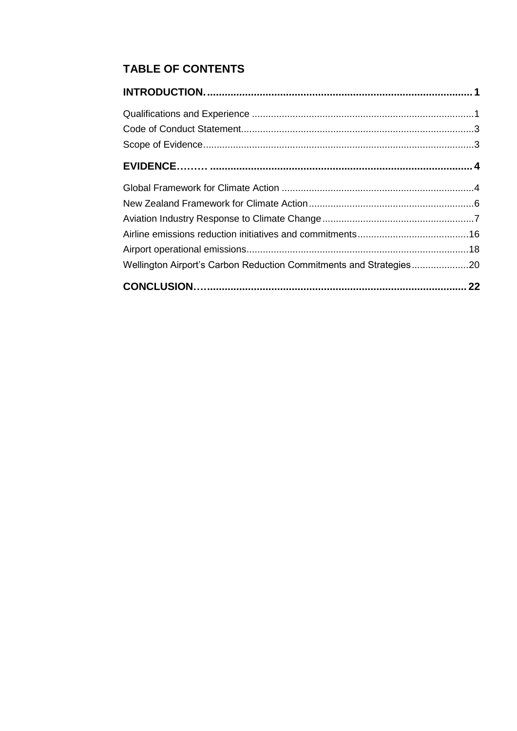## TABLE OF CONTENTS

**INTRODUCTION. .......................................................................................... 1**

Qualifications and Experience ................................................................................. 1

Code of Conduct Statement..................................................................................... 3

Scope of Evidence.................................................................................................. 3

**EVIDENCE……… ......................................................................................... 4**

Global Framework for Climate Action ...................................................................... 4

New Zealand Framework for Climate Action ............................................................ 6

Aviation Industry Response to Climate Change ....................................................... 7

Airline emissions reduction initiatives and commitments ......................................... 16

Airport operational emissions.................................................................................. 18

Wellington Airport’s Carbon Reduction Commitments and Strategies ..................... 20

**CONCLUSION…......................................................................................... 22**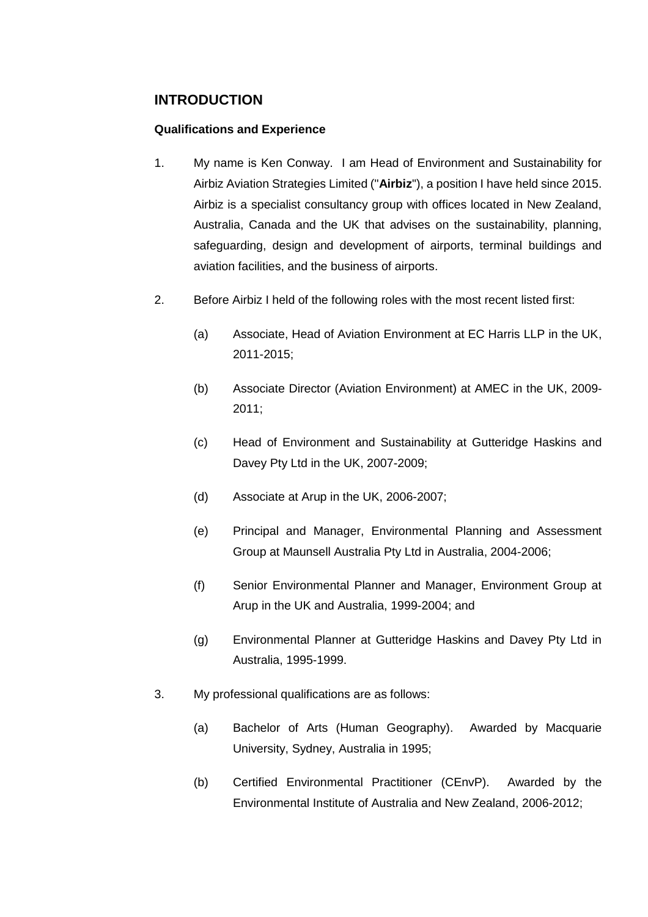## INTRODUCTION

### Qualifications and Experience

1. My name is Ken Conway. I am Head of Environment and Sustainability for Airbiz Aviation Strategies Limited ("**Airbiz**"), a position I have held since 2015. Airbiz is a specialist consultancy group with offices located in New Zealand, Australia, Canada and the UK that advises on the sustainability, planning, safeguarding, design and development of airports, terminal buildings and aviation facilities, and the business of airports.

2. Before Airbiz I held of the following roles with the most recent listed first:

   (a) Associate, Head of Aviation Environment at EC Harris LLP in the UK, 2011-2015;

   (b) Associate Director (Aviation Environment) at AMEC in the UK, 2009-2011;

   (c) Head of Environment and Sustainability at Gutteridge Haskins and Davey Pty Ltd in the UK, 2007-2009;

   (d) Associate at Arup in the UK, 2006-2007;

   (e) Principal and Manager, Environmental Planning and Assessment Group at Maunsell Australia Pty Ltd in Australia, 2004-2006;

   (f) Senior Environmental Planner and Manager, Environment Group at Arup in the UK and Australia, 1999-2004; and

   (g) Environmental Planner at Gutteridge Haskins and Davey Pty Ltd in Australia, 1995-1999.

3. My professional qualifications are as follows:

   (a) Bachelor of Arts (Human Geography). Awarded by Macquarie University, Sydney, Australia in 1995;

   (b) Certified Environmental Practitioner (CEnvP). Awarded by the Environmental Institute of Australia and New Zealand, 2006-2012;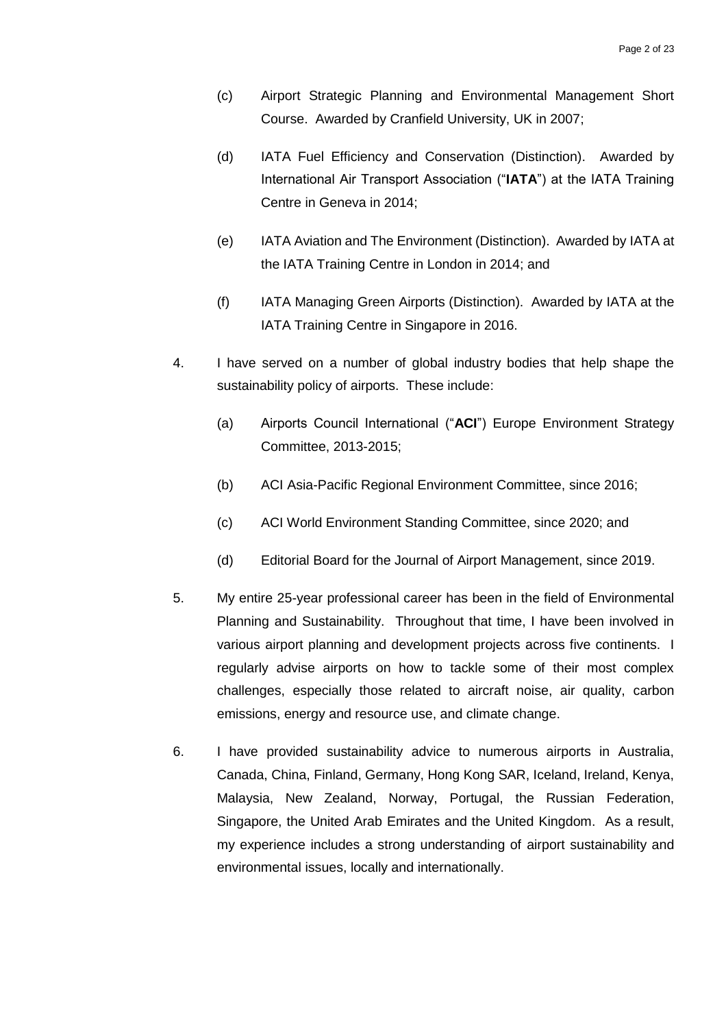(c) Airport Strategic Planning and Environmental Management Short Course. Awarded by Cranfield University, UK in 2007;

(d) IATA Fuel Efficiency and Conservation (Distinction). Awarded by International Air Transport Association ("**IATA**") at the IATA Training Centre in Geneva in 2014;

(e) IATA Aviation and The Environment (Distinction). Awarded by IATA at the IATA Training Centre in London in 2014; and

(f) IATA Managing Green Airports (Distinction). Awarded by IATA at the IATA Training Centre in Singapore in 2016.

4. I have served on a number of global industry bodies that help shape the sustainability policy of airports. These include:

   (a) Airports Council International ("**ACI**") Europe Environment Strategy Committee, 2013-2015;

   (b) ACI Asia-Pacific Regional Environment Committee, since 2016;

   (c) ACI World Environment Standing Committee, since 2020; and

   (d) Editorial Board for the Journal of Airport Management, since 2019.

5. My entire 25-year professional career has been in the field of Environmental Planning and Sustainability. Throughout that time, I have been involved in various airport planning and development projects across five continents. I regularly advise airports on how to tackle some of their most complex challenges, especially those related to aircraft noise, air quality, carbon emissions, energy and resource use, and climate change.

6. I have provided sustainability advice to numerous airports in Australia, Canada, China, Finland, Germany, Hong Kong SAR, Iceland, Ireland, Kenya, Malaysia, New Zealand, Norway, Portugal, the Russian Federation, Singapore, the United Arab Emirates and the United Kingdom. As a result, my experience includes a strong understanding of airport sustainability and environmental issues, locally and internationally.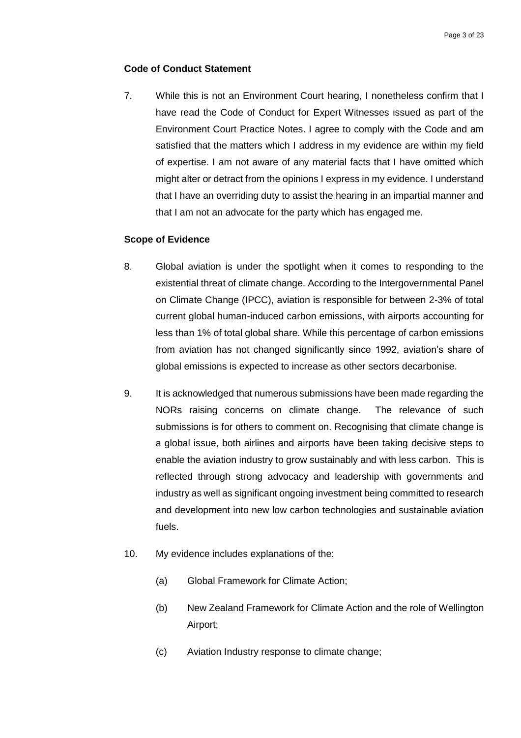**Code of Conduct Statement**

7. While this is not an Environment Court hearing, I nonetheless confirm that I have read the Code of Conduct for Expert Witnesses issued as part of the Environment Court Practice Notes. I agree to comply with the Code and am satisfied that the matters which I address in my evidence are within my field of expertise. I am not aware of any material facts that I have omitted which might alter or detract from the opinions I express in my evidence. I understand that I have an overriding duty to assist the hearing in an impartial manner and that I am not an advocate for the party which has engaged me.

**Scope of Evidence**

8. Global aviation is under the spotlight when it comes to responding to the existential threat of climate change. According to the Intergovernmental Panel on Climate Change (IPCC), aviation is responsible for between 2-3% of total current global human-induced carbon emissions, with airports accounting for less than 1% of total global share. While this percentage of carbon emissions from aviation has not changed significantly since 1992, aviation's share of global emissions is expected to increase as other sectors decarbonise.

9. It is acknowledged that numerous submissions have been made regarding the NORs raising concerns on climate change. The relevance of such submissions is for others to comment on. Recognising that climate change is a global issue, both airlines and airports have been taking decisive steps to enable the aviation industry to grow sustainably and with less carbon. This is reflected through strong advocacy and leadership with governments and industry as well as significant ongoing investment being committed to research and development into new low carbon technologies and sustainable aviation fuels.

10. My evidence includes explanations of the:

    (a) Global Framework for Climate Action;

    (b) New Zealand Framework for Climate Action and the role of Wellington Airport;

    (c) Aviation Industry response to climate change;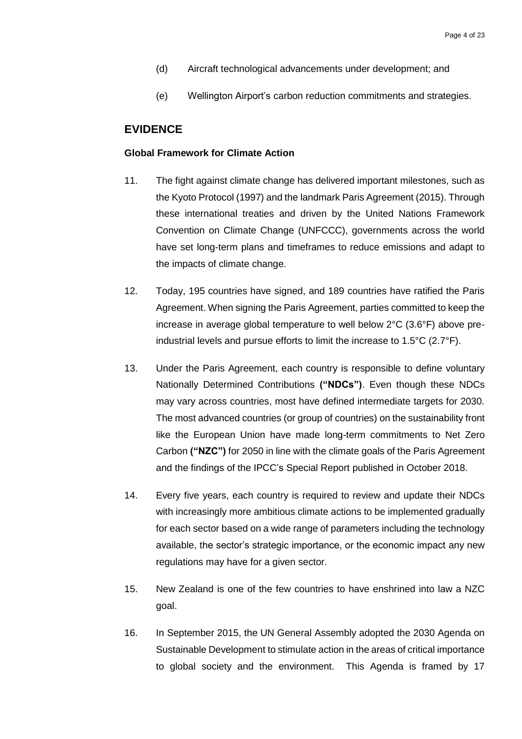(d) Aircraft technological advancements under development; and

(e) Wellington Airport's carbon reduction commitments and strategies.

## EVIDENCE

### Global Framework for Climate Action

11. The fight against climate change has delivered important milestones, such as the Kyoto Protocol (1997) and the landmark Paris Agreement (2015). Through these international treaties and driven by the United Nations Framework Convention on Climate Change (UNFCCC), governments across the world have set long-term plans and timeframes to reduce emissions and adapt to the impacts of climate change.

12. Today, 195 countries have signed, and 189 countries have ratified the Paris Agreement. When signing the Paris Agreement, parties committed to keep the increase in average global temperature to well below 2°C (3.6°F) above pre-industrial levels and pursue efforts to limit the increase to 1.5°C (2.7°F).

13. Under the Paris Agreement, each country is responsible to define voluntary Nationally Determined Contributions **("NDCs")**. Even though these NDCs may vary across countries, most have defined intermediate targets for 2030. The most advanced countries (or group of countries) on the sustainability front like the European Union have made long-term commitments to Net Zero Carbon **("NZC")** for 2050 in line with the climate goals of the Paris Agreement and the findings of the IPCC's Special Report published in October 2018.

14. Every five years, each country is required to review and update their NDCs with increasingly more ambitious climate actions to be implemented gradually for each sector based on a wide range of parameters including the technology available, the sector's strategic importance, or the economic impact any new regulations may have for a given sector.

15. New Zealand is one of the few countries to have enshrined into law a NZC goal.

16. In September 2015, the UN General Assembly adopted the 2030 Agenda on Sustainable Development to stimulate action in the areas of critical importance to global society and the environment. This Agenda is framed by 17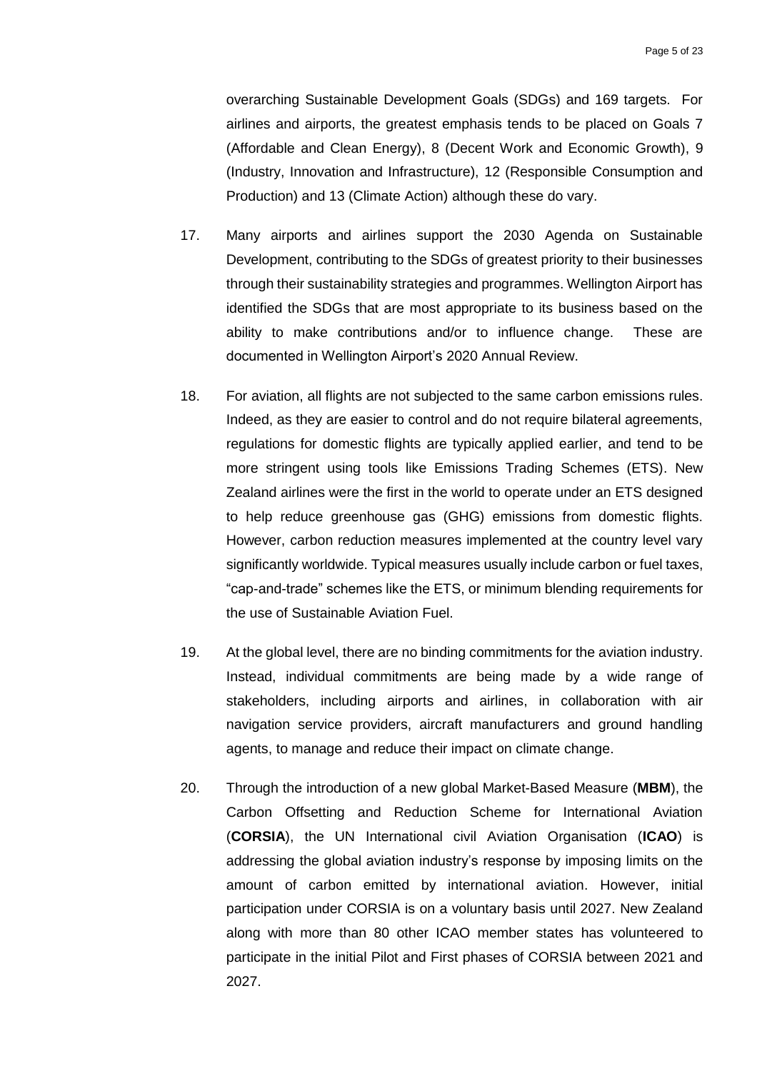overarching Sustainable Development Goals (SDGs) and 169 targets. For airlines and airports, the greatest emphasis tends to be placed on Goals 7 (Affordable and Clean Energy), 8 (Decent Work and Economic Growth), 9 (Industry, Innovation and Infrastructure), 12 (Responsible Consumption and Production) and 13 (Climate Action) although these do vary.

17. Many airports and airlines support the 2030 Agenda on Sustainable Development, contributing to the SDGs of greatest priority to their businesses through their sustainability strategies and programmes. Wellington Airport has identified the SDGs that are most appropriate to its business based on the ability to make contributions and/or to influence change. These are documented in Wellington Airport's 2020 Annual Review.

18. For aviation, all flights are not subjected to the same carbon emissions rules. Indeed, as they are easier to control and do not require bilateral agreements, regulations for domestic flights are typically applied earlier, and tend to be more stringent using tools like Emissions Trading Schemes (ETS). New Zealand airlines were the first in the world to operate under an ETS designed to help reduce greenhouse gas (GHG) emissions from domestic flights. However, carbon reduction measures implemented at the country level vary significantly worldwide. Typical measures usually include carbon or fuel taxes, "cap-and-trade" schemes like the ETS, or minimum blending requirements for the use of Sustainable Aviation Fuel.

19. At the global level, there are no binding commitments for the aviation industry. Instead, individual commitments are being made by a wide range of stakeholders, including airports and airlines, in collaboration with air navigation service providers, aircraft manufacturers and ground handling agents, to manage and reduce their impact on climate change.

20. Through the introduction of a new global Market-Based Measure (**MBM**), the Carbon Offsetting and Reduction Scheme for International Aviation (**CORSIA**), the UN International civil Aviation Organisation (**ICAO**) is addressing the global aviation industry's response by imposing limits on the amount of carbon emitted by international aviation. However, initial participation under CORSIA is on a voluntary basis until 2027. New Zealand along with more than 80 other ICAO member states has volunteered to participate in the initial Pilot and First phases of CORSIA between 2021 and 2027.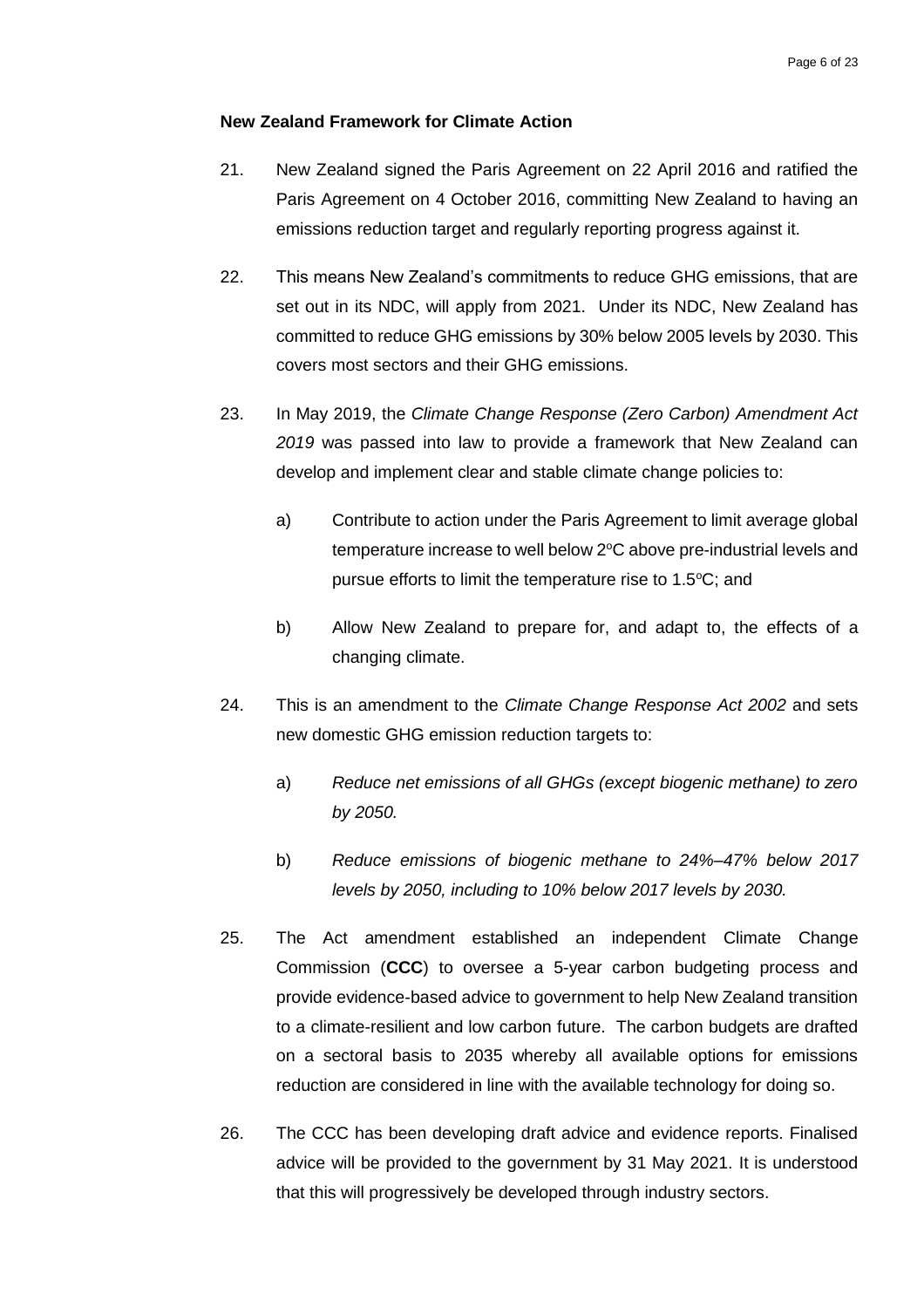**New Zealand Framework for Climate Action**

21. New Zealand signed the Paris Agreement on 22 April 2016 and ratified the Paris Agreement on 4 October 2016, committing New Zealand to having an emissions reduction target and regularly reporting progress against it.

22. This means New Zealand's commitments to reduce GHG emissions, that are set out in its NDC, will apply from 2021. Under its NDC, New Zealand has committed to reduce GHG emissions by 30% below 2005 levels by 2030. This covers most sectors and their GHG emissions.

23. In May 2019, the *Climate Change Response (Zero Carbon) Amendment Act 2019* was passed into law to provide a framework that New Zealand can develop and implement clear and stable climate change policies to:

    a) Contribute to action under the Paris Agreement to limit average global temperature increase to well below 2°C above pre-industrial levels and pursue efforts to limit the temperature rise to 1.5°C; and

    b) Allow New Zealand to prepare for, and adapt to, the effects of a changing climate.

24. This is an amendment to the *Climate Change Response Act 2002* and sets new domestic GHG emission reduction targets to:

    a) *Reduce net emissions of all GHGs (except biogenic methane) to zero by 2050.*

    b) *Reduce emissions of biogenic methane to 24%–47% below 2017 levels by 2050, including to 10% below 2017 levels by 2030.*

25. The Act amendment established an independent Climate Change Commission (**CCC**) to oversee a 5-year carbon budgeting process and provide evidence-based advice to government to help New Zealand transition to a climate-resilient and low carbon future. The carbon budgets are drafted on a sectoral basis to 2035 whereby all available options for emissions reduction are considered in line with the available technology for doing so.

26. The CCC has been developing draft advice and evidence reports. Finalised advice will be provided to the government by 31 May 2021. It is understood that this will progressively be developed through industry sectors.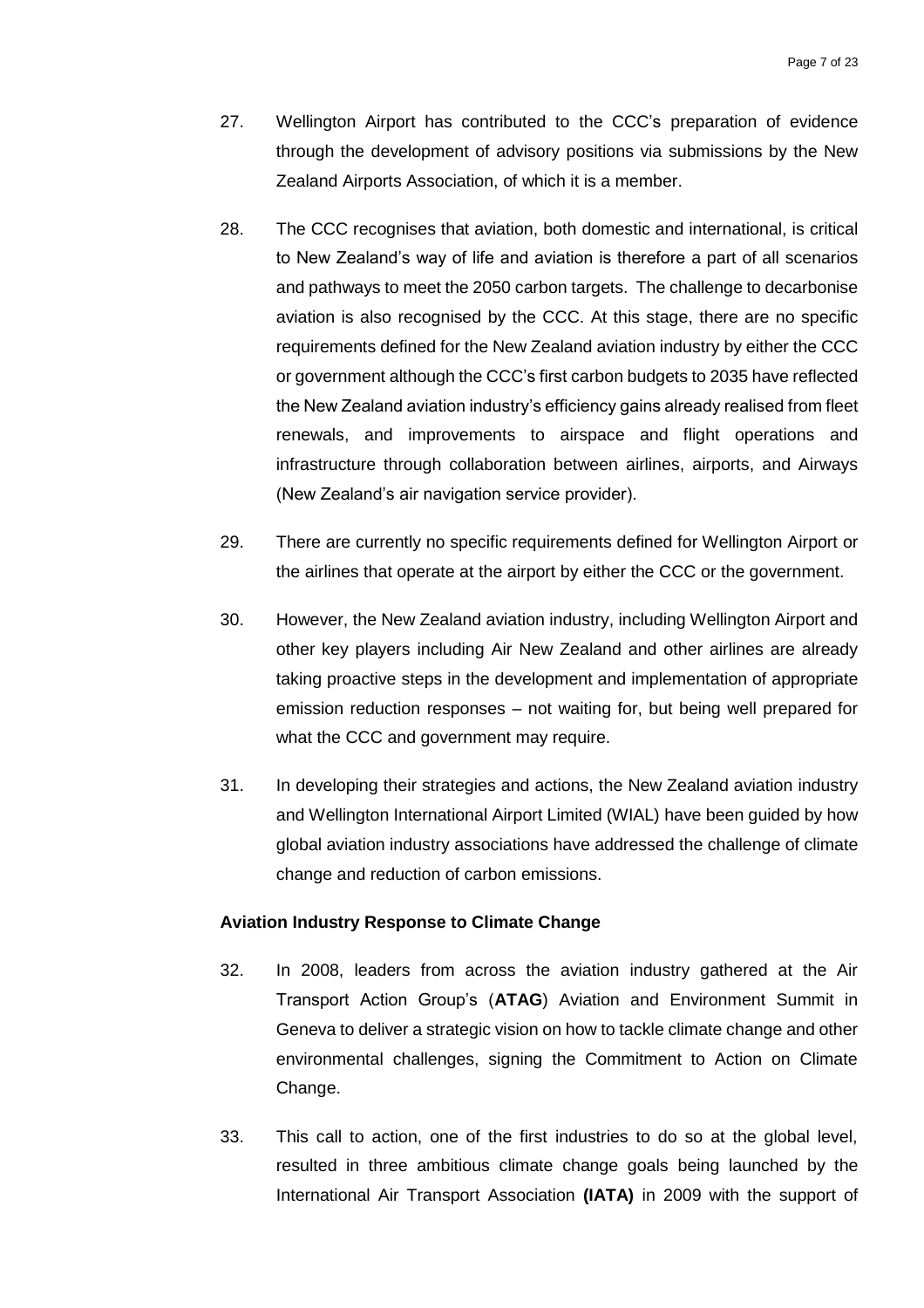27. Wellington Airport has contributed to the CCC's preparation of evidence through the development of advisory positions via submissions by the New Zealand Airports Association, of which it is a member.

28. The CCC recognises that aviation, both domestic and international, is critical to New Zealand's way of life and aviation is therefore a part of all scenarios and pathways to meet the 2050 carbon targets. The challenge to decarbonise aviation is also recognised by the CCC. At this stage, there are no specific requirements defined for the New Zealand aviation industry by either the CCC or government although the CCC's first carbon budgets to 2035 have reflected the New Zealand aviation industry's efficiency gains already realised from fleet renewals, and improvements to airspace and flight operations and infrastructure through collaboration between airlines, airports, and Airways (New Zealand's air navigation service provider).

29. There are currently no specific requirements defined for Wellington Airport or the airlines that operate at the airport by either the CCC or the government.

30. However, the New Zealand aviation industry, including Wellington Airport and other key players including Air New Zealand and other airlines are already taking proactive steps in the development and implementation of appropriate emission reduction responses – not waiting for, but being well prepared for what the CCC and government may require.

31. In developing their strategies and actions, the New Zealand aviation industry and Wellington International Airport Limited (WIAL) have been guided by how global aviation industry associations have addressed the challenge of climate change and reduction of carbon emissions.

**Aviation Industry Response to Climate Change**

32. In 2008, leaders from across the aviation industry gathered at the Air Transport Action Group's (**ATAG**) Aviation and Environment Summit in Geneva to deliver a strategic vision on how to tackle climate change and other environmental challenges, signing the Commitment to Action on Climate Change.

33. This call to action, one of the first industries to do so at the global level, resulted in three ambitious climate change goals being launched by the International Air Transport Association **(IATA)** in 2009 with the support of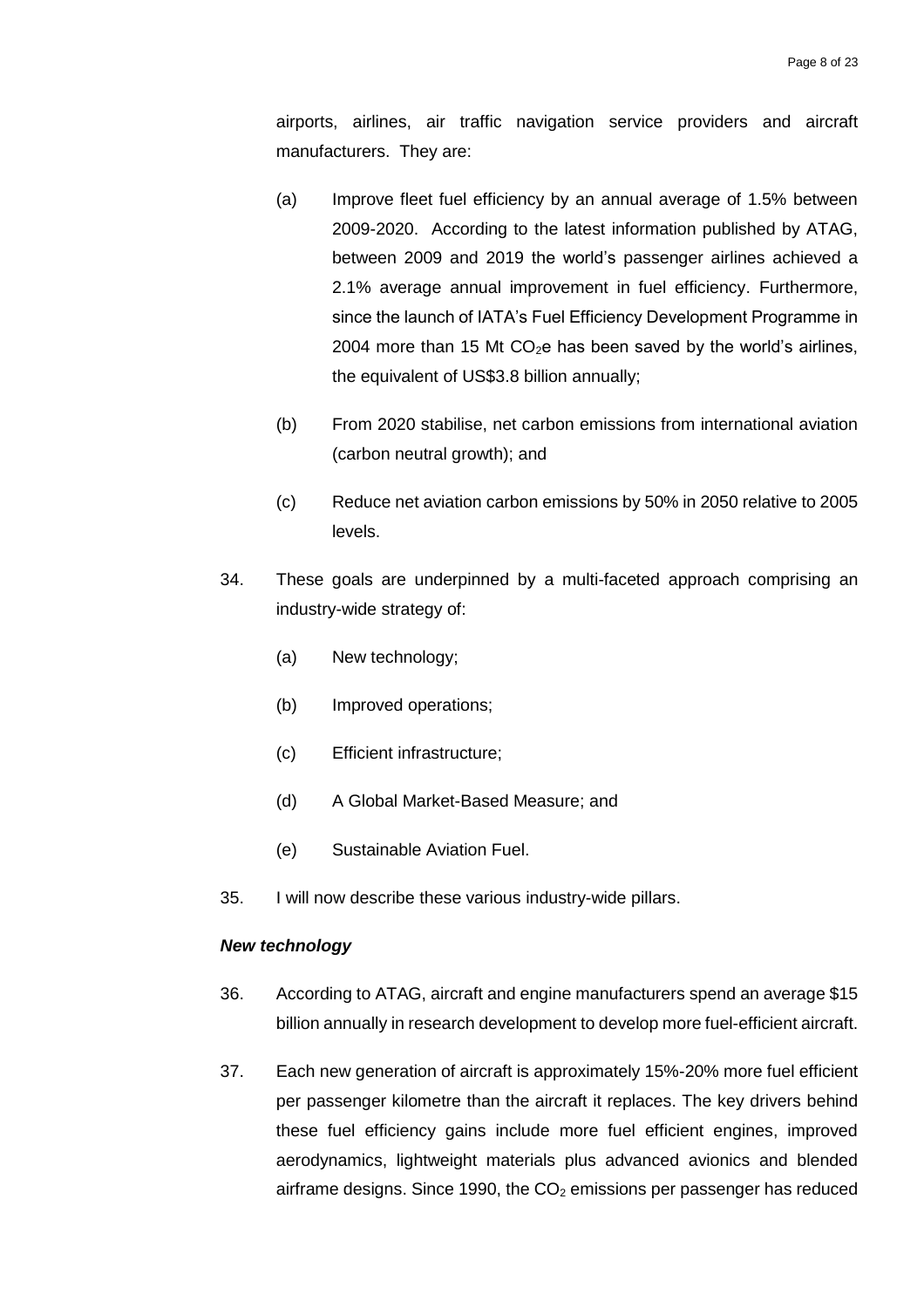airports, airlines, air traffic navigation service providers and aircraft manufacturers. They are:

(a) Improve fleet fuel efficiency by an annual average of 1.5% between 2009-2020. According to the latest information published by ATAG, between 2009 and 2019 the world's passenger airlines achieved a 2.1% average annual improvement in fuel efficiency. Furthermore, since the launch of IATA's Fuel Efficiency Development Programme in 2004 more than 15 Mt $CO_2e$ has been saved by the world's airlines, the equivalent of US$3.8 billion annually;

(b) From 2020 stabilise, net carbon emissions from international aviation (carbon neutral growth); and

(c) Reduce net aviation carbon emissions by 50% in 2050 relative to 2005 levels.

34. These goals are underpinned by a multi-faceted approach comprising an industry-wide strategy of:

(a) New technology;

(b) Improved operations;

(c) Efficient infrastructure;

(d) A Global Market-Based Measure; and

(e) Sustainable Aviation Fuel.

35. I will now describe these various industry-wide pillars.

***New technology***

36. According to ATAG, aircraft and engine manufacturers spend an average $15 billion annually in research development to develop more fuel-efficient aircraft.

37. Each new generation of aircraft is approximately 15%-20% more fuel efficient per passenger kilometre than the aircraft it replaces. The key drivers behind these fuel efficiency gains include more fuel efficient engines, improved aerodynamics, lightweight materials plus advanced avionics and blended airframe designs. Since 1990, the $CO_2$ emissions per passenger has reduced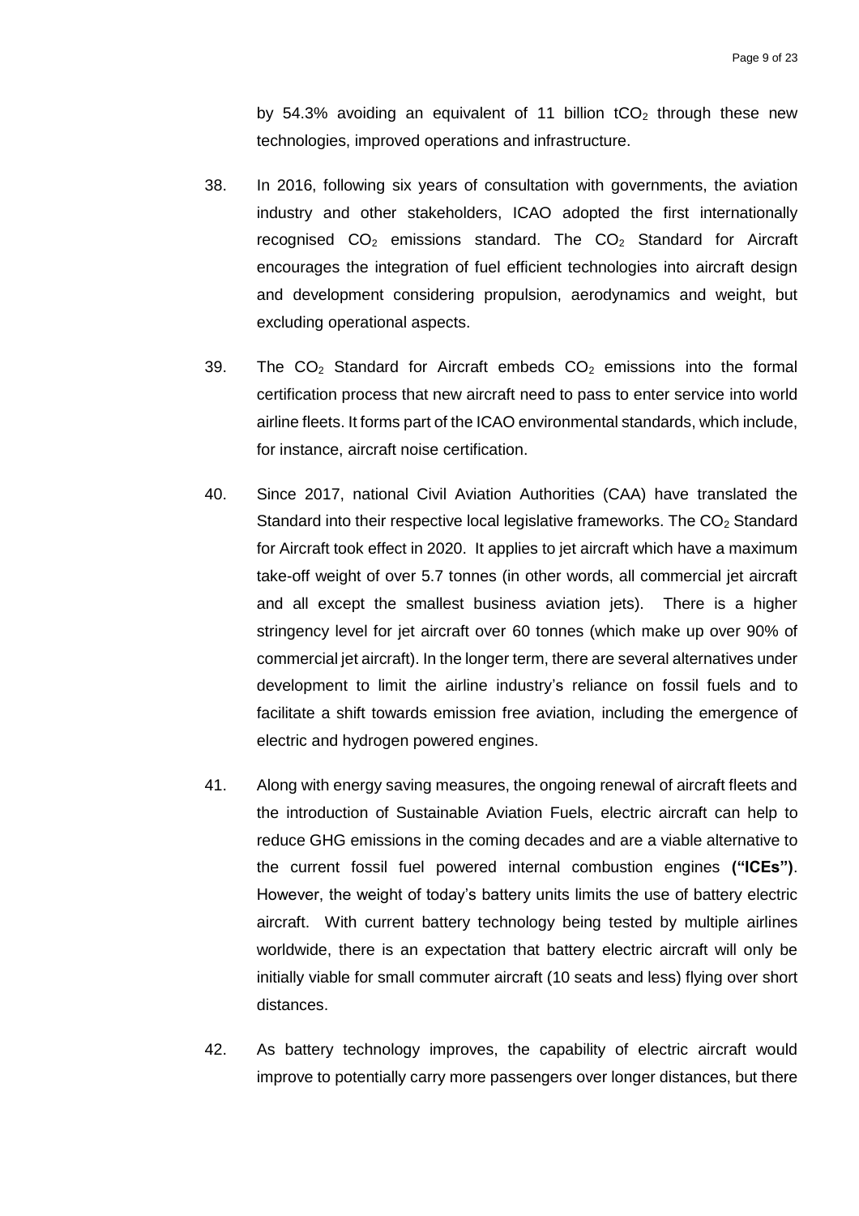by 54.3% avoiding an equivalent of 11 billion $tCO_2$ through these new technologies, improved operations and infrastructure.

38. In 2016, following six years of consultation with governments, the aviation industry and other stakeholders, ICAO adopted the first internationally recognised $CO_2$ emissions standard. The $CO_2$ Standard for Aircraft encourages the integration of fuel efficient technologies into aircraft design and development considering propulsion, aerodynamics and weight, but excluding operational aspects.

39. The $CO_2$ Standard for Aircraft embeds $CO_2$ emissions into the formal certification process that new aircraft need to pass to enter service into world airline fleets. It forms part of the ICAO environmental standards, which include, for instance, aircraft noise certification.

40. Since 2017, national Civil Aviation Authorities (CAA) have translated the Standard into their respective local legislative frameworks. The $CO_2$ Standard for Aircraft took effect in 2020. It applies to jet aircraft which have a maximum take-off weight of over 5.7 tonnes (in other words, all commercial jet aircraft and all except the smallest business aviation jets). There is a higher stringency level for jet aircraft over 60 tonnes (which make up over 90% of commercial jet aircraft). In the longer term, there are several alternatives under development to limit the airline industry's reliance on fossil fuels and to facilitate a shift towards emission free aviation, including the emergence of electric and hydrogen powered engines.

41. Along with energy saving measures, the ongoing renewal of aircraft fleets and the introduction of Sustainable Aviation Fuels, electric aircraft can help to reduce GHG emissions in the coming decades and are a viable alternative to the current fossil fuel powered internal combustion engines **("ICEs")**. However, the weight of today's battery units limits the use of battery electric aircraft. With current battery technology being tested by multiple airlines worldwide, there is an expectation that battery electric aircraft will only be initially viable for small commuter aircraft (10 seats and less) flying over short distances.

42. As battery technology improves, the capability of electric aircraft would improve to potentially carry more passengers over longer distances, but there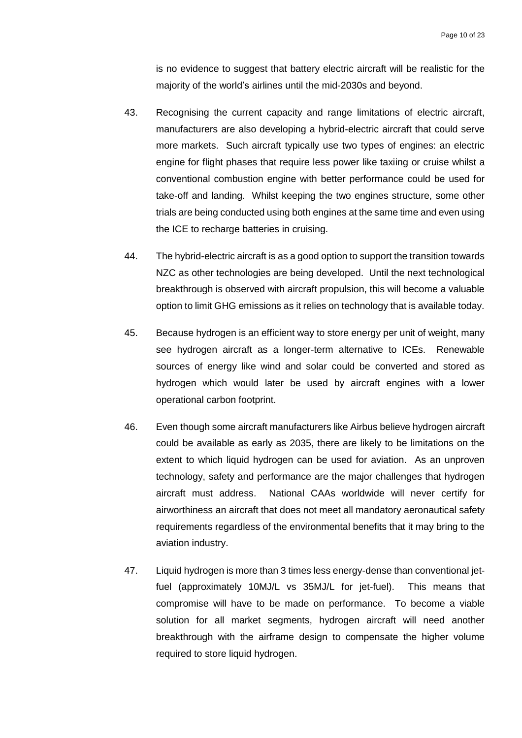is no evidence to suggest that battery electric aircraft will be realistic for the majority of the world's airlines until the mid-2030s and beyond.

43. Recognising the current capacity and range limitations of electric aircraft, manufacturers are also developing a hybrid-electric aircraft that could serve more markets. Such aircraft typically use two types of engines: an electric engine for flight phases that require less power like taxiing or cruise whilst a conventional combustion engine with better performance could be used for take-off and landing. Whilst keeping the two engines structure, some other trials are being conducted using both engines at the same time and even using the ICE to recharge batteries in cruising.

44. The hybrid-electric aircraft is as a good option to support the transition towards NZC as other technologies are being developed. Until the next technological breakthrough is observed with aircraft propulsion, this will become a valuable option to limit GHG emissions as it relies on technology that is available today.

45. Because hydrogen is an efficient way to store energy per unit of weight, many see hydrogen aircraft as a longer-term alternative to ICEs. Renewable sources of energy like wind and solar could be converted and stored as hydrogen which would later be used by aircraft engines with a lower operational carbon footprint.

46. Even though some aircraft manufacturers like Airbus believe hydrogen aircraft could be available as early as 2035, there are likely to be limitations on the extent to which liquid hydrogen can be used for aviation. As an unproven technology, safety and performance are the major challenges that hydrogen aircraft must address. National CAAs worldwide will never certify for airworthiness an aircraft that does not meet all mandatory aeronautical safety requirements regardless of the environmental benefits that it may bring to the aviation industry.

47. Liquid hydrogen is more than 3 times less energy-dense than conventional jet-fuel (approximately 10MJ/L vs 35MJ/L for jet-fuel). This means that compromise will have to be made on performance. To become a viable solution for all market segments, hydrogen aircraft will need another breakthrough with the airframe design to compensate the higher volume required to store liquid hydrogen.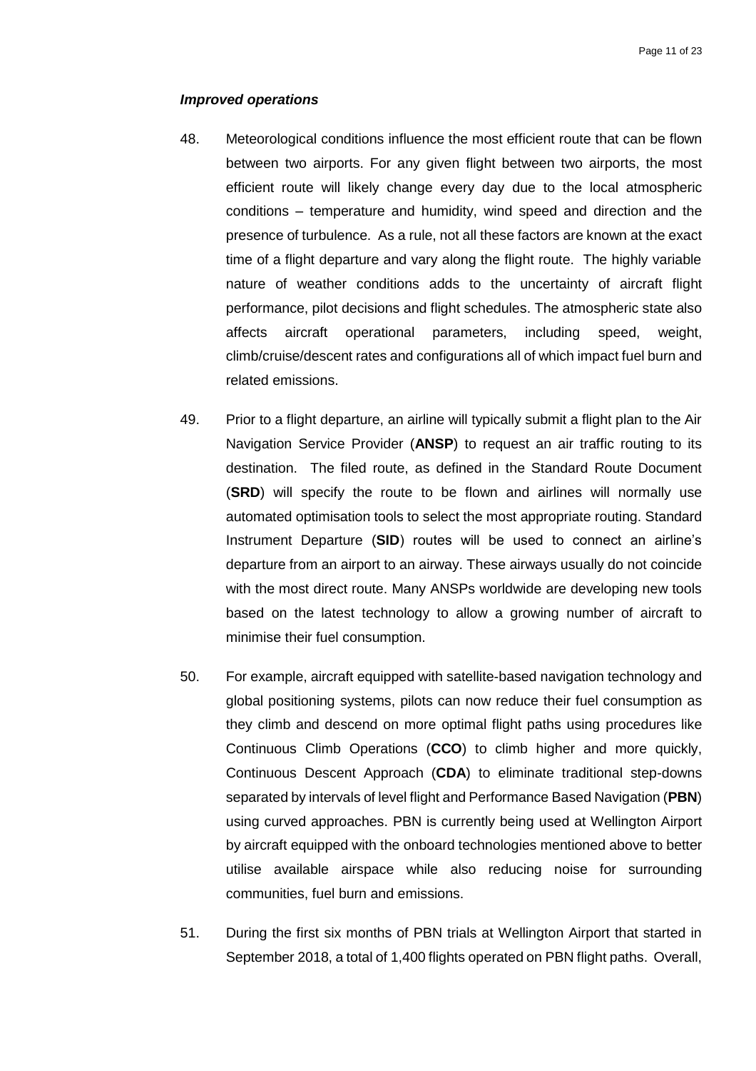### *Improved operations*

48. Meteorological conditions influence the most efficient route that can be flown between two airports. For any given flight between two airports, the most efficient route will likely change every day due to the local atmospheric conditions – temperature and humidity, wind speed and direction and the presence of turbulence. As a rule, not all these factors are known at the exact time of a flight departure and vary along the flight route. The highly variable nature of weather conditions adds to the uncertainty of aircraft flight performance, pilot decisions and flight schedules. The atmospheric state also affects aircraft operational parameters, including speed, weight, climb/cruise/descent rates and configurations all of which impact fuel burn and related emissions.

49. Prior to a flight departure, an airline will typically submit a flight plan to the Air Navigation Service Provider (**ANSP**) to request an air traffic routing to its destination. The filed route, as defined in the Standard Route Document (**SRD**) will specify the route to be flown and airlines will normally use automated optimisation tools to select the most appropriate routing. Standard Instrument Departure (**SID**) routes will be used to connect an airline's departure from an airport to an airway. These airways usually do not coincide with the most direct route. Many ANSPs worldwide are developing new tools based on the latest technology to allow a growing number of aircraft to minimise their fuel consumption.

50. For example, aircraft equipped with satellite-based navigation technology and global positioning systems, pilots can now reduce their fuel consumption as they climb and descend on more optimal flight paths using procedures like Continuous Climb Operations (**CCO**) to climb higher and more quickly, Continuous Descent Approach (**CDA**) to eliminate traditional step-downs separated by intervals of level flight and Performance Based Navigation (**PBN**) using curved approaches. PBN is currently being used at Wellington Airport by aircraft equipped with the onboard technologies mentioned above to better utilise available airspace while also reducing noise for surrounding communities, fuel burn and emissions.

51. During the first six months of PBN trials at Wellington Airport that started in September 2018, a total of 1,400 flights operated on PBN flight paths. Overall,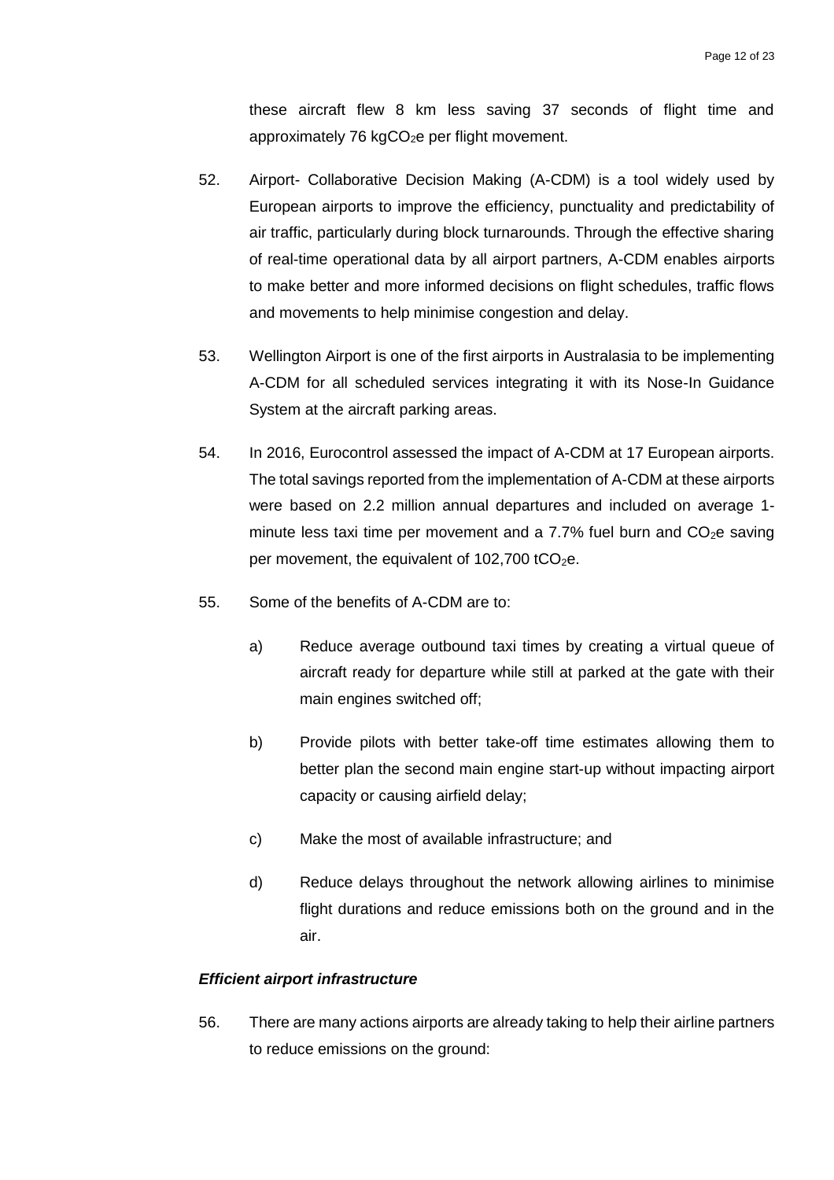these aircraft flew 8 km less saving 37 seconds of flight time and approximately 76 $kgCO_2e$ per flight movement.

52. Airport- Collaborative Decision Making (A-CDM) is a tool widely used by European airports to improve the efficiency, punctuality and predictability of air traffic, particularly during block turnarounds. Through the effective sharing of real-time operational data by all airport partners, A-CDM enables airports to make better and more informed decisions on flight schedules, traffic flows and movements to help minimise congestion and delay.

53. Wellington Airport is one of the first airports in Australasia to be implementing A-CDM for all scheduled services integrating it with its Nose-In Guidance System at the aircraft parking areas.

54. In 2016, Eurocontrol assessed the impact of A-CDM at 17 European airports. The total savings reported from the implementation of A-CDM at these airports were based on 2.2 million annual departures and included on average 1-minute less taxi time per movement and a 7.7% fuel burn and $CO_2e$ saving per movement, the equivalent of 102,700 $tCO_2e$.

55. Some of the benefits of A-CDM are to:

    a) Reduce average outbound taxi times by creating a virtual queue of aircraft ready for departure while still at parked at the gate with their main engines switched off;

    b) Provide pilots with better take-off time estimates allowing them to better plan the second main engine start-up without impacting airport capacity or causing airfield delay;

    c) Make the most of available infrastructure; and

    d) Reduce delays throughout the network allowing airlines to minimise flight durations and reduce emissions both on the ground and in the air.

***Efficient airport infrastructure***

56. There are many actions airports are already taking to help their airline partners to reduce emissions on the ground: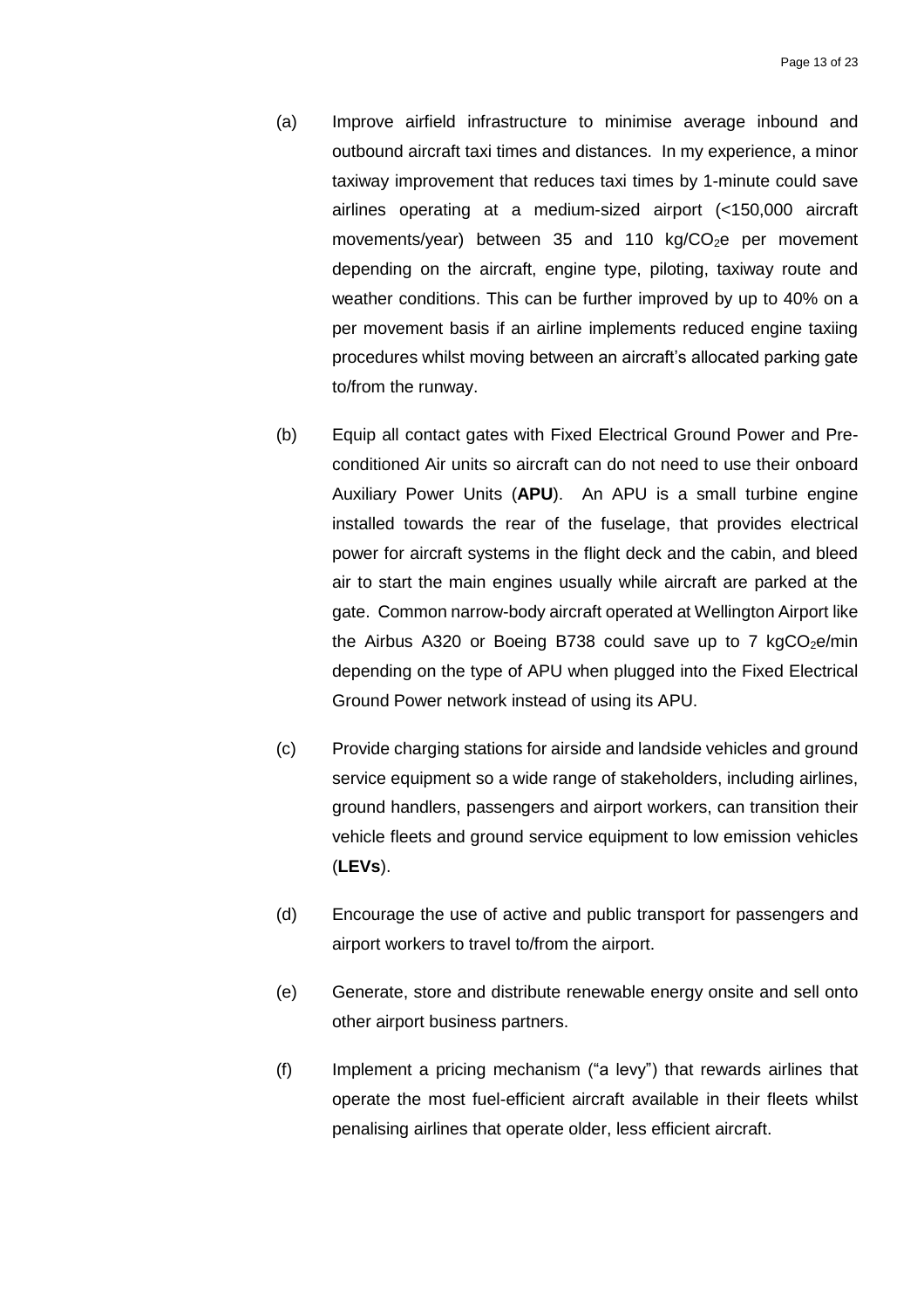(a) Improve airfield infrastructure to minimise average inbound and outbound aircraft taxi times and distances. In my experience, a minor taxiway improvement that reduces taxi times by 1-minute could save airlines operating at a medium-sized airport (<150,000 aircraft movements/year) between 35 and 110 kg/$CO_2$e per movement depending on the aircraft, engine type, piloting, taxiway route and weather conditions. This can be further improved by up to 40% on a per movement basis if an airline implements reduced engine taxiing procedures whilst moving between an aircraft's allocated parking gate to/from the runway.

(b) Equip all contact gates with Fixed Electrical Ground Power and Pre-conditioned Air units so aircraft can do not need to use their onboard Auxiliary Power Units (**APU**). An APU is a small turbine engine installed towards the rear of the fuselage, that provides electrical power for aircraft systems in the flight deck and the cabin, and bleed air to start the main engines usually while aircraft are parked at the gate. Common narrow-body aircraft operated at Wellington Airport like the Airbus A320 or Boeing B738 could save up to 7 kg$CO_2$e/min depending on the type of APU when plugged into the Fixed Electrical Ground Power network instead of using its APU.

(c) Provide charging stations for airside and landside vehicles and ground service equipment so a wide range of stakeholders, including airlines, ground handlers, passengers and airport workers, can transition their vehicle fleets and ground service equipment to low emission vehicles (**LEVs**).

(d) Encourage the use of active and public transport for passengers and airport workers to travel to/from the airport.

(e) Generate, store and distribute renewable energy onsite and sell onto other airport business partners.

(f) Implement a pricing mechanism ("a levy") that rewards airlines that operate the most fuel-efficient aircraft available in their fleets whilst penalising airlines that operate older, less efficient aircraft.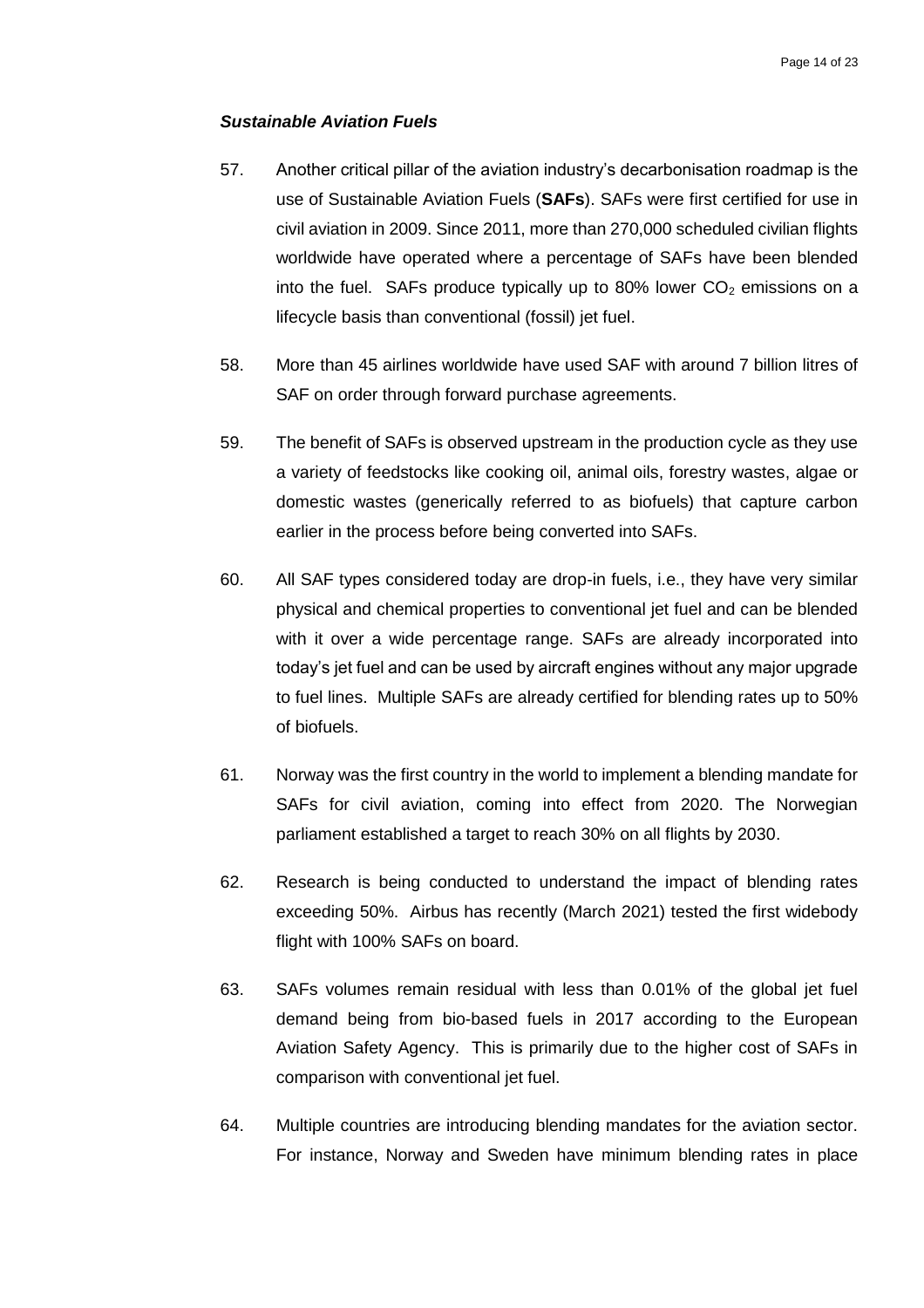### *Sustainable Aviation Fuels*

57. Another critical pillar of the aviation industry's decarbonisation roadmap is the use of Sustainable Aviation Fuels (**SAFs**). SAFs were first certified for use in civil aviation in 2009. Since 2011, more than 270,000 scheduled civilian flights worldwide have operated where a percentage of SAFs have been blended into the fuel. SAFs produce typically up to 80% lower $CO_2$ emissions on a lifecycle basis than conventional (fossil) jet fuel.

58. More than 45 airlines worldwide have used SAF with around 7 billion litres of SAF on order through forward purchase agreements.

59. The benefit of SAFs is observed upstream in the production cycle as they use a variety of feedstocks like cooking oil, animal oils, forestry wastes, algae or domestic wastes (generically referred to as biofuels) that capture carbon earlier in the process before being converted into SAFs.

60. All SAF types considered today are drop-in fuels, i.e., they have very similar physical and chemical properties to conventional jet fuel and can be blended with it over a wide percentage range. SAFs are already incorporated into today's jet fuel and can be used by aircraft engines without any major upgrade to fuel lines. Multiple SAFs are already certified for blending rates up to 50% of biofuels.

61. Norway was the first country in the world to implement a blending mandate for SAFs for civil aviation, coming into effect from 2020. The Norwegian parliament established a target to reach 30% on all flights by 2030.

62. Research is being conducted to understand the impact of blending rates exceeding 50%. Airbus has recently (March 2021) tested the first widebody flight with 100% SAFs on board.

63. SAFs volumes remain residual with less than 0.01% of the global jet fuel demand being from bio-based fuels in 2017 according to the European Aviation Safety Agency. This is primarily due to the higher cost of SAFs in comparison with conventional jet fuel.

64. Multiple countries are introducing blending mandates for the aviation sector. For instance, Norway and Sweden have minimum blending rates in place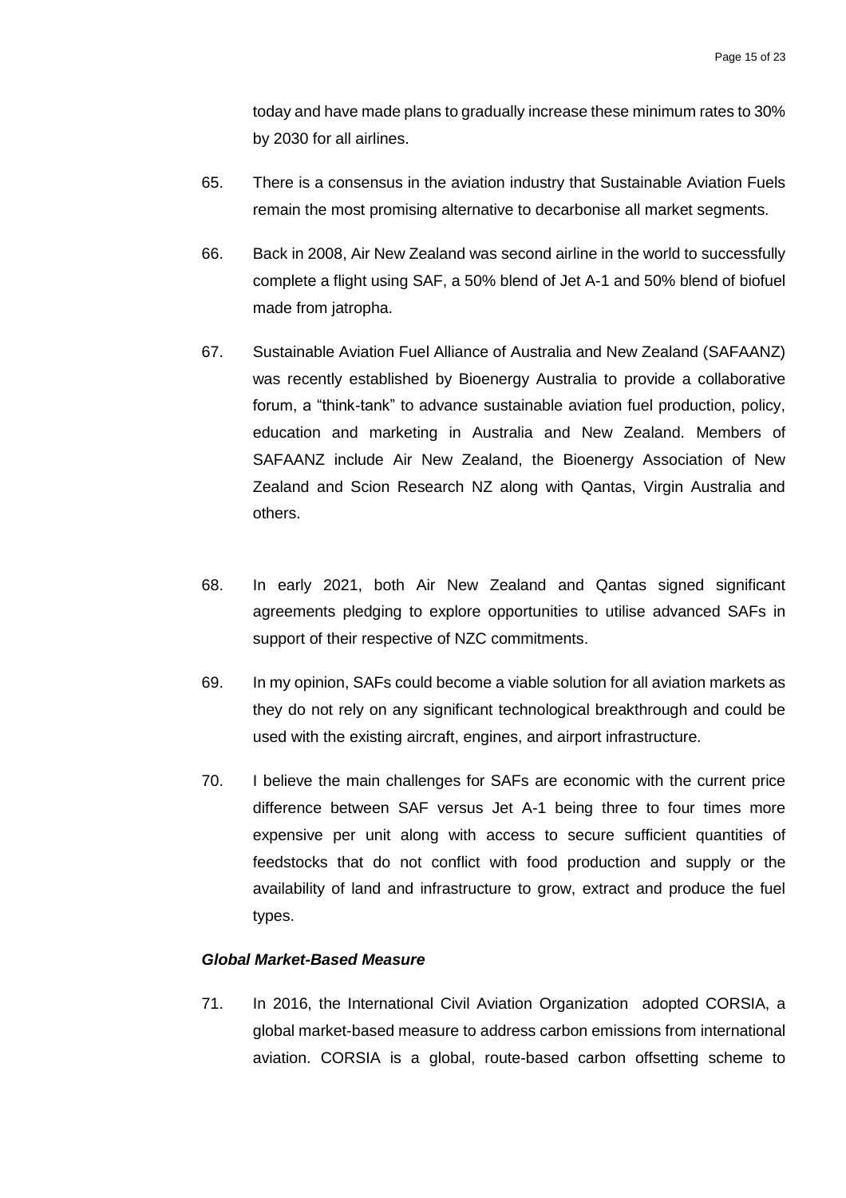today and have made plans to gradually increase these minimum rates to 30% by 2030 for all airlines.

65. There is a consensus in the aviation industry that Sustainable Aviation Fuels remain the most promising alternative to decarbonise all market segments.

66. Back in 2008, Air New Zealand was second airline in the world to successfully complete a flight using SAF, a 50% blend of Jet A-1 and 50% blend of biofuel made from jatropha.

67. Sustainable Aviation Fuel Alliance of Australia and New Zealand (SAFAANZ) was recently established by Bioenergy Australia to provide a collaborative forum, a "think-tank" to advance sustainable aviation fuel production, policy, education and marketing in Australia and New Zealand. Members of SAFAANZ include Air New Zealand, the Bioenergy Association of New Zealand and Scion Research NZ along with Qantas, Virgin Australia and others.

68. In early 2021, both Air New Zealand and Qantas signed significant agreements pledging to explore opportunities to utilise advanced SAFs in support of their respective of NZC commitments.

69. In my opinion, SAFs could become a viable solution for all aviation markets as they do not rely on any significant technological breakthrough and could be used with the existing aircraft, engines, and airport infrastructure.

70. I believe the main challenges for SAFs are economic with the current price difference between SAF versus Jet A-1 being three to four times more expensive per unit along with access to secure sufficient quantities of feedstocks that do not conflict with food production and supply or the availability of land and infrastructure to grow, extract and produce the fuel types.

***Global Market-Based Measure***

71. In 2016, the International Civil Aviation Organization adopted CORSIA, a global market-based measure to address carbon emissions from international aviation. CORSIA is a global, route-based carbon offsetting scheme to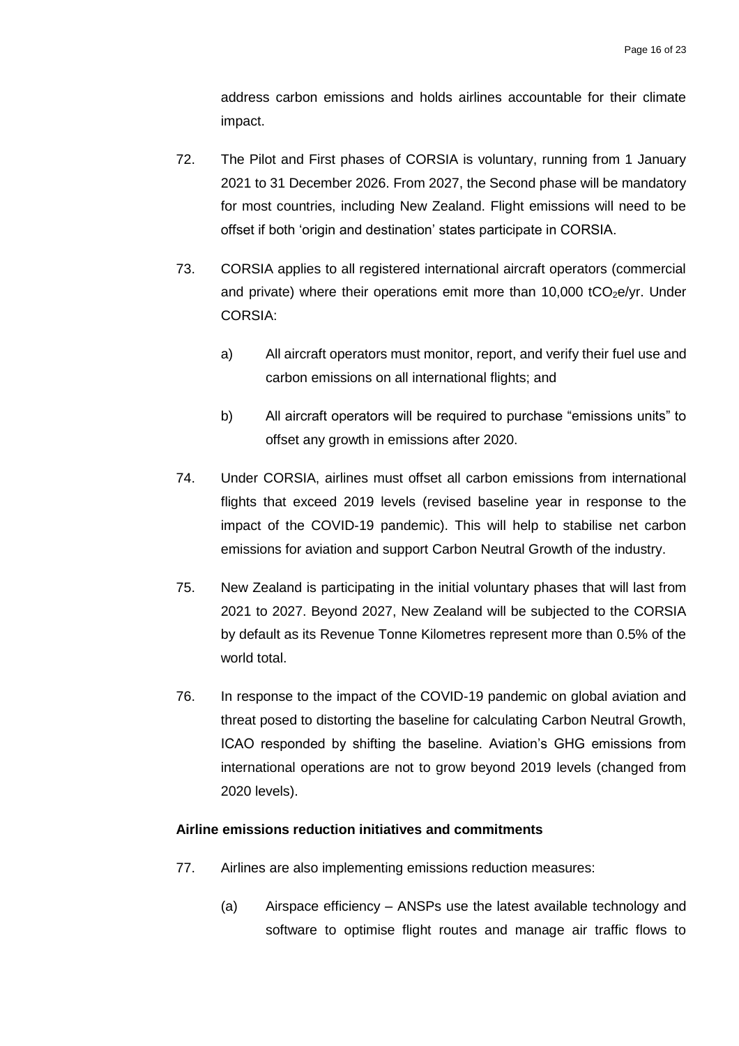address carbon emissions and holds airlines accountable for their climate impact.

72. The Pilot and First phases of CORSIA is voluntary, running from 1 January 2021 to 31 December 2026. From 2027, the Second phase will be mandatory for most countries, including New Zealand. Flight emissions will need to be offset if both 'origin and destination' states participate in CORSIA.

73. CORSIA applies to all registered international aircraft operators (commercial and private) where their operations emit more than 10,000 $tCO_2e$/yr. Under CORSIA:

    a) All aircraft operators must monitor, report, and verify their fuel use and carbon emissions on all international flights; and

    b) All aircraft operators will be required to purchase "emissions units" to offset any growth in emissions after 2020.

74. Under CORSIA, airlines must offset all carbon emissions from international flights that exceed 2019 levels (revised baseline year in response to the impact of the COVID-19 pandemic). This will help to stabilise net carbon emissions for aviation and support Carbon Neutral Growth of the industry.

75. New Zealand is participating in the initial voluntary phases that will last from 2021 to 2027. Beyond 2027, New Zealand will be subjected to the CORSIA by default as its Revenue Tonne Kilometres represent more than 0.5% of the world total.

76. In response to the impact of the COVID-19 pandemic on global aviation and threat posed to distorting the baseline for calculating Carbon Neutral Growth, ICAO responded by shifting the baseline. Aviation's GHG emissions from international operations are not to grow beyond 2019 levels (changed from 2020 levels).

**Airline emissions reduction initiatives and commitments**

77. Airlines are also implementing emissions reduction measures:

    (a) Airspace efficiency – ANSPs use the latest available technology and software to optimise flight routes and manage air traffic flows to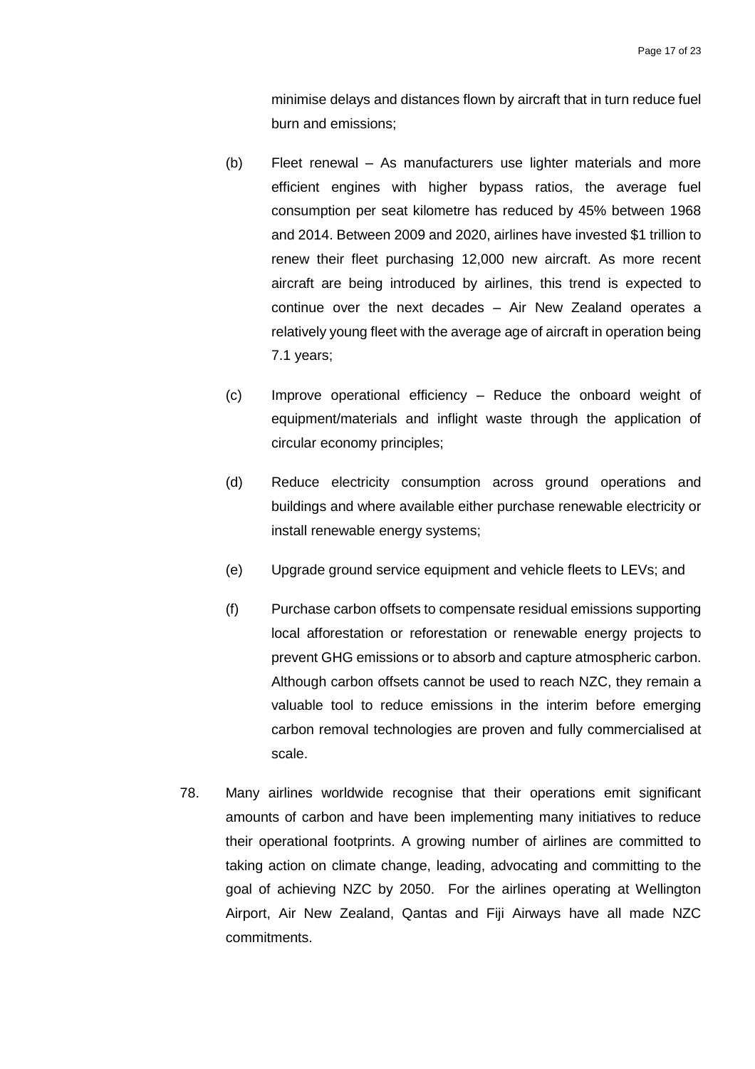minimise delays and distances flown by aircraft that in turn reduce fuel burn and emissions;

(b) Fleet renewal – As manufacturers use lighter materials and more efficient engines with higher bypass ratios, the average fuel consumption per seat kilometre has reduced by 45% between 1968 and 2014. Between 2009 and 2020, airlines have invested $1 trillion to renew their fleet purchasing 12,000 new aircraft. As more recent aircraft are being introduced by airlines, this trend is expected to continue over the next decades – Air New Zealand operates a relatively young fleet with the average age of aircraft in operation being 7.1 years;

(c) Improve operational efficiency – Reduce the onboard weight of equipment/materials and inflight waste through the application of circular economy principles;

(d) Reduce electricity consumption across ground operations and buildings and where available either purchase renewable electricity or install renewable energy systems;

(e) Upgrade ground service equipment and vehicle fleets to LEVs; and

(f) Purchase carbon offsets to compensate residual emissions supporting local afforestation or reforestation or renewable energy projects to prevent GHG emissions or to absorb and capture atmospheric carbon. Although carbon offsets cannot be used to reach NZC, they remain a valuable tool to reduce emissions in the interim before emerging carbon removal technologies are proven and fully commercialised at scale.

78. Many airlines worldwide recognise that their operations emit significant amounts of carbon and have been implementing many initiatives to reduce their operational footprints. A growing number of airlines are committed to taking action on climate change, leading, advocating and committing to the goal of achieving NZC by 2050. For the airlines operating at Wellington Airport, Air New Zealand, Qantas and Fiji Airways have all made NZC commitments.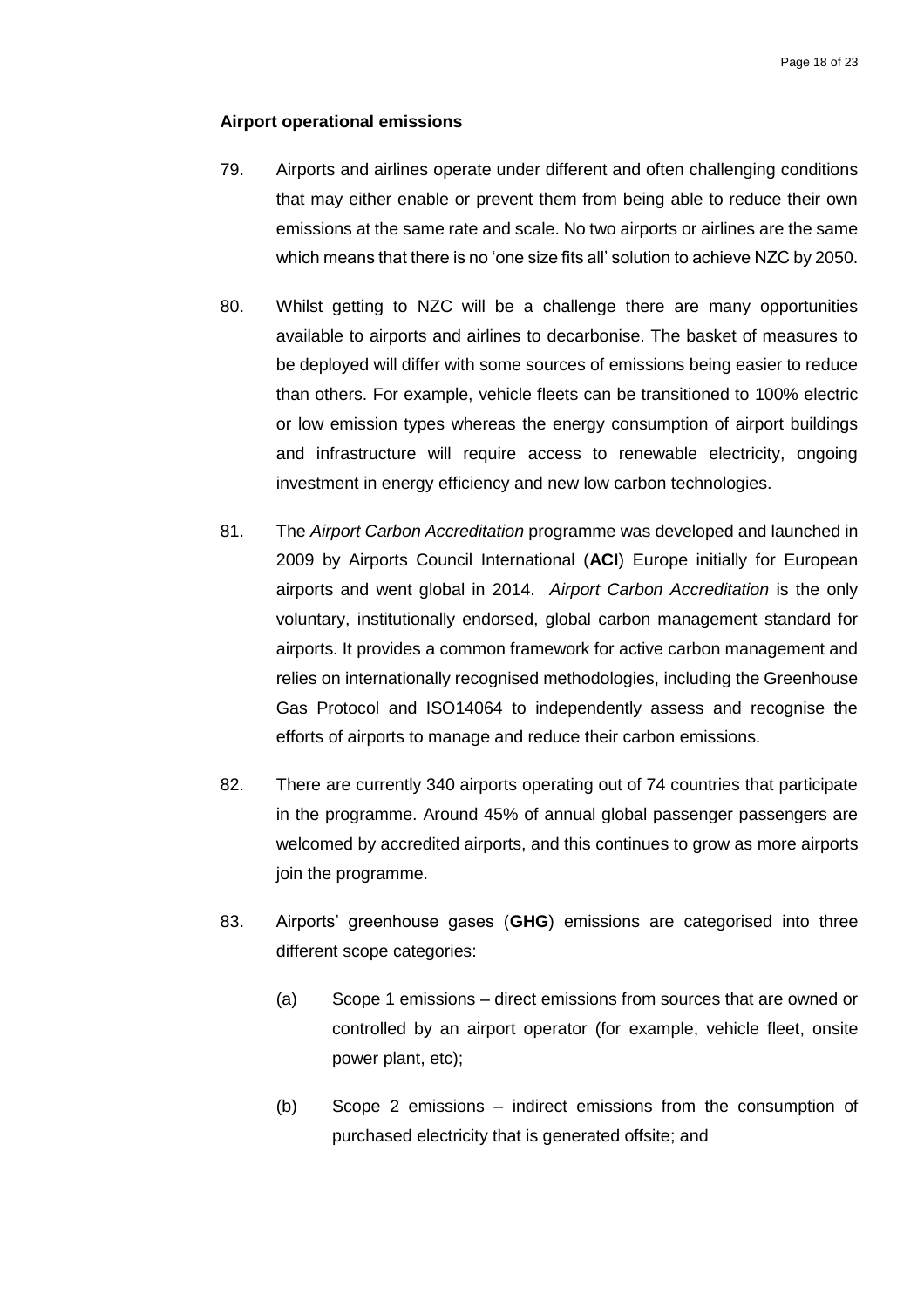**Airport operational emissions**

79. Airports and airlines operate under different and often challenging conditions that may either enable or prevent them from being able to reduce their own emissions at the same rate and scale. No two airports or airlines are the same which means that there is no 'one size fits all' solution to achieve NZC by 2050.

80. Whilst getting to NZC will be a challenge there are many opportunities available to airports and airlines to decarbonise. The basket of measures to be deployed will differ with some sources of emissions being easier to reduce than others. For example, vehicle fleets can be transitioned to 100% electric or low emission types whereas the energy consumption of airport buildings and infrastructure will require access to renewable electricity, ongoing investment in energy efficiency and new low carbon technologies.

81. The *Airport Carbon Accreditation* programme was developed and launched in 2009 by Airports Council International (**ACI**) Europe initially for European airports and went global in 2014. *Airport Carbon Accreditation* is the only voluntary, institutionally endorsed, global carbon management standard for airports. It provides a common framework for active carbon management and relies on internationally recognised methodologies, including the Greenhouse Gas Protocol and ISO14064 to independently assess and recognise the efforts of airports to manage and reduce their carbon emissions.

82. There are currently 340 airports operating out of 74 countries that participate in the programme. Around 45% of annual global passenger passengers are welcomed by accredited airports, and this continues to grow as more airports join the programme.

83. Airports' greenhouse gases (**GHG**) emissions are categorised into three different scope categories:

    (a) Scope 1 emissions – direct emissions from sources that are owned or controlled by an airport operator (for example, vehicle fleet, onsite power plant, etc);

    (b) Scope 2 emissions – indirect emissions from the consumption of purchased electricity that is generated offsite; and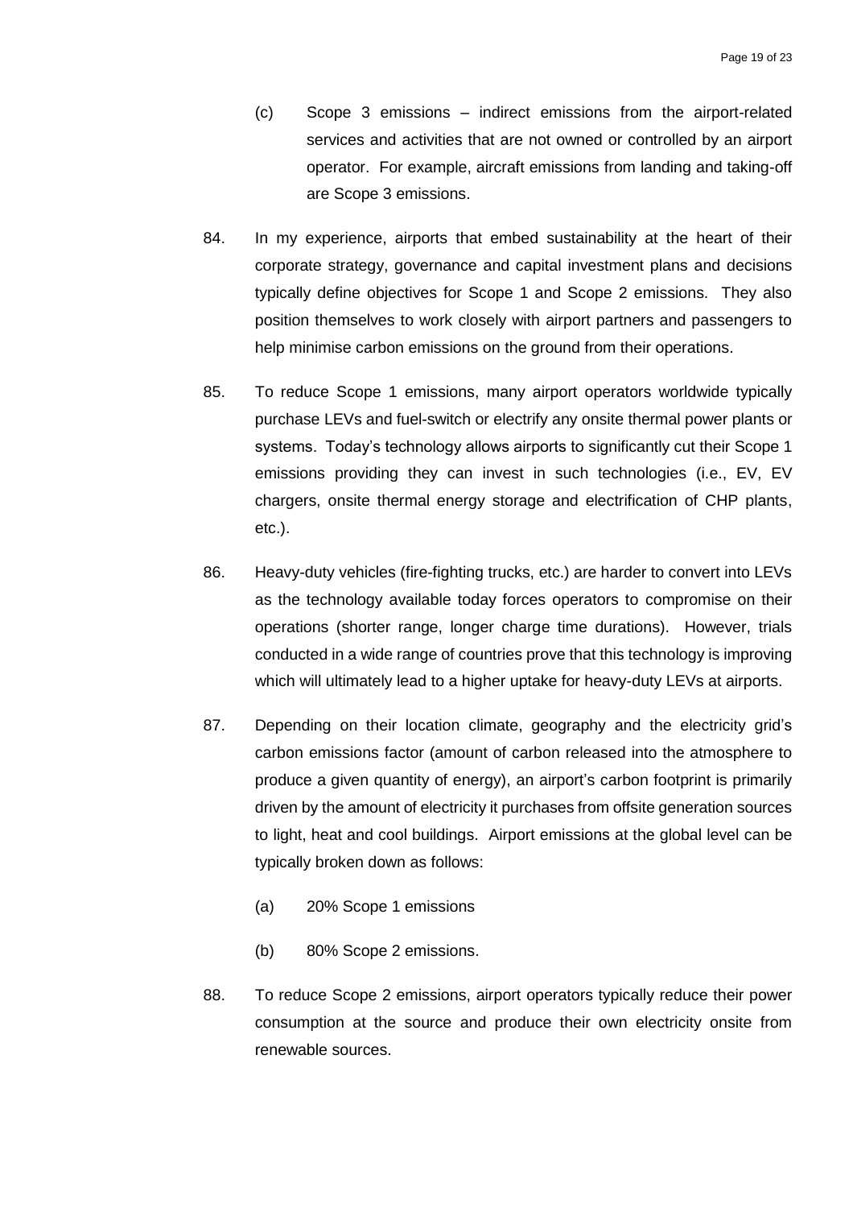(c) Scope 3 emissions – indirect emissions from the airport-related services and activities that are not owned or controlled by an airport operator. For example, aircraft emissions from landing and taking-off are Scope 3 emissions.

84. In my experience, airports that embed sustainability at the heart of their corporate strategy, governance and capital investment plans and decisions typically define objectives for Scope 1 and Scope 2 emissions. They also position themselves to work closely with airport partners and passengers to help minimise carbon emissions on the ground from their operations.

85. To reduce Scope 1 emissions, many airport operators worldwide typically purchase LEVs and fuel-switch or electrify any onsite thermal power plants or systems. Today's technology allows airports to significantly cut their Scope 1 emissions providing they can invest in such technologies (i.e., EV, EV chargers, onsite thermal energy storage and electrification of CHP plants, etc.).

86. Heavy-duty vehicles (fire-fighting trucks, etc.) are harder to convert into LEVs as the technology available today forces operators to compromise on their operations (shorter range, longer charge time durations). However, trials conducted in a wide range of countries prove that this technology is improving which will ultimately lead to a higher uptake for heavy-duty LEVs at airports.

87. Depending on their location climate, geography and the electricity grid's carbon emissions factor (amount of carbon released into the atmosphere to produce a given quantity of energy), an airport's carbon footprint is primarily driven by the amount of electricity it purchases from offsite generation sources to light, heat and cool buildings. Airport emissions at the global level can be typically broken down as follows:

   (a) 20% Scope 1 emissions

   (b) 80% Scope 2 emissions.

88. To reduce Scope 2 emissions, airport operators typically reduce their power consumption at the source and produce their own electricity onsite from renewable sources.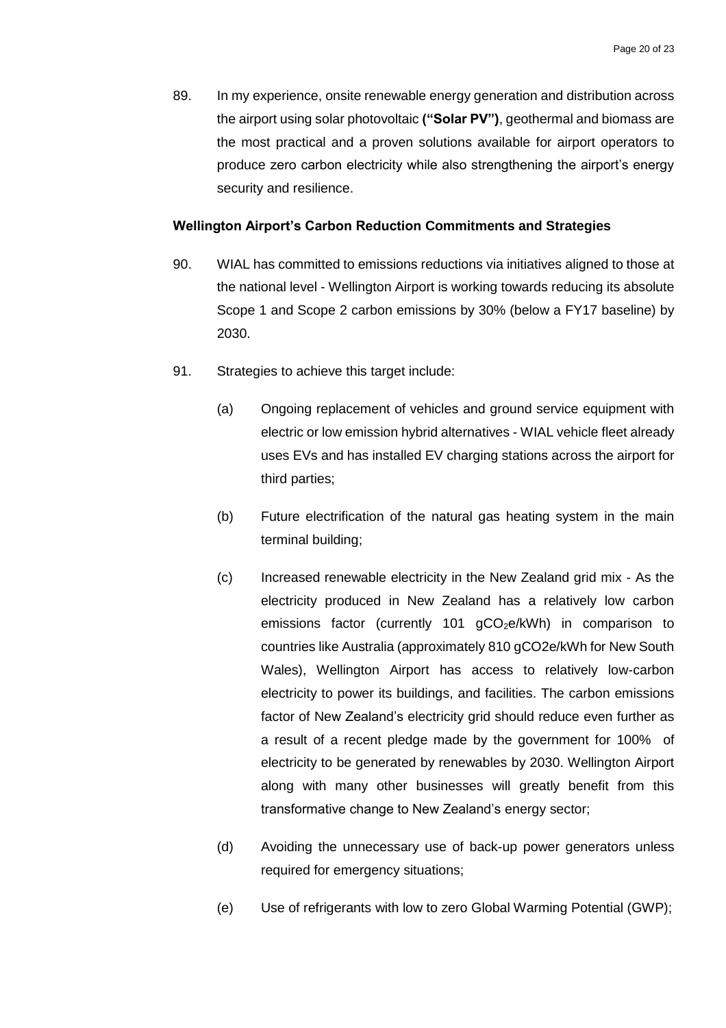89. In my experience, onsite renewable energy generation and distribution across the airport using solar photovoltaic **("Solar PV")**, geothermal and biomass are the most practical and a proven solutions available for airport operators to produce zero carbon electricity while also strengthening the airport's energy security and resilience.

**Wellington Airport's Carbon Reduction Commitments and Strategies**

90. WIAL has committed to emissions reductions via initiatives aligned to those at the national level - Wellington Airport is working towards reducing its absolute Scope 1 and Scope 2 carbon emissions by 30% (below a FY17 baseline) by 2030.

91. Strategies to achieve this target include:

    (a) Ongoing replacement of vehicles and ground service equipment with electric or low emission hybrid alternatives - WIAL vehicle fleet already uses EVs and has installed EV charging stations across the airport for third parties;

    (b) Future electrification of the natural gas heating system in the main terminal building;

    (c) Increased renewable electricity in the New Zealand grid mix - As the electricity produced in New Zealand has a relatively low carbon emissions factor (currently 101 $gCO_2e/kWh$) in comparison to countries like Australia (approximately 810 gCO2e/kWh for New South Wales), Wellington Airport has access to relatively low-carbon electricity to power its buildings, and facilities. The carbon emissions factor of New Zealand's electricity grid should reduce even further as a result of a recent pledge made by the government for 100% of electricity to be generated by renewables by 2030. Wellington Airport along with many other businesses will greatly benefit from this transformative change to New Zealand's energy sector;

    (d) Avoiding the unnecessary use of back-up power generators unless required for emergency situations;

    (e) Use of refrigerants with low to zero Global Warming Potential (GWP);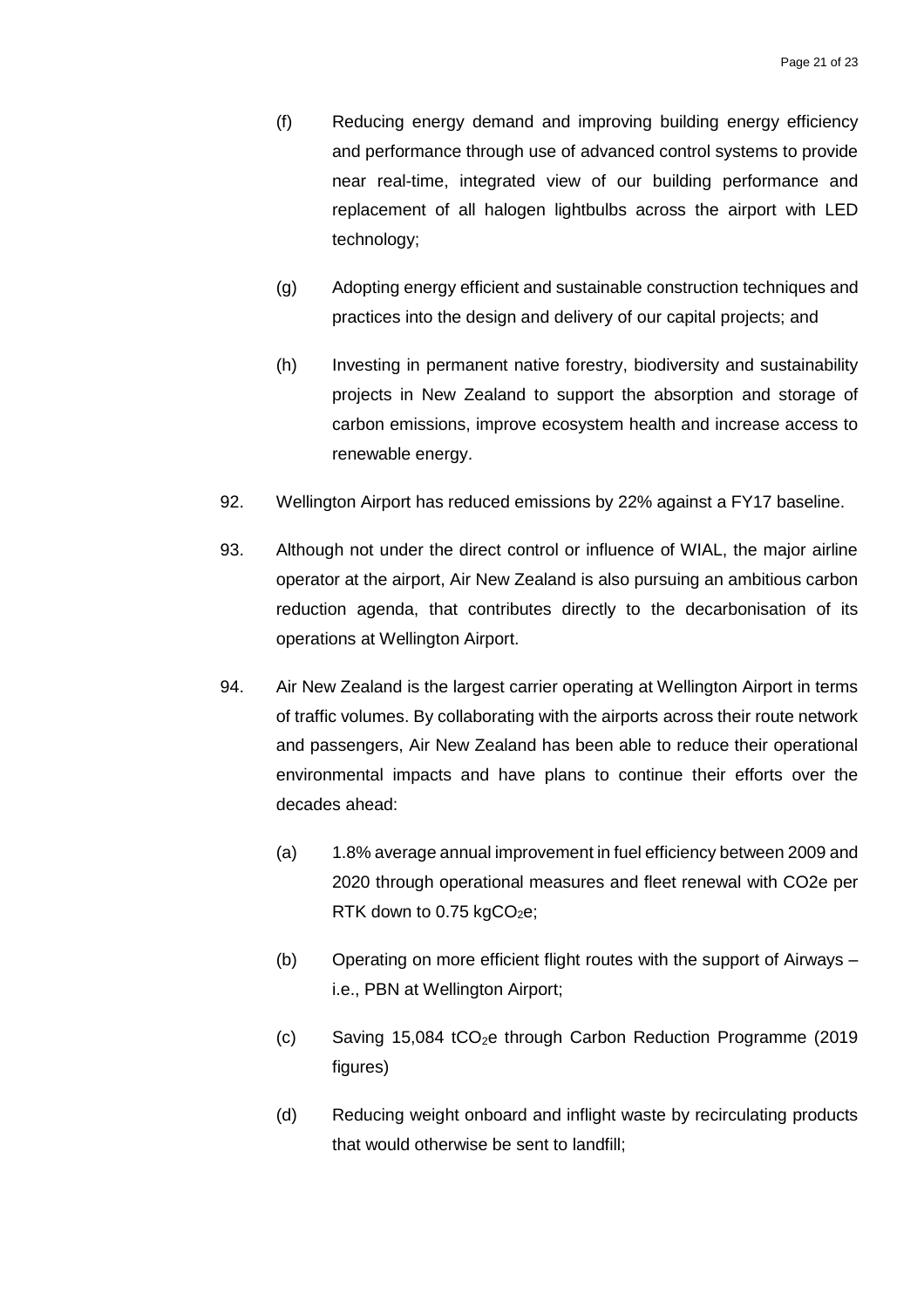(f) Reducing energy demand and improving building energy efficiency and performance through use of advanced control systems to provide near real-time, integrated view of our building performance and replacement of all halogen lightbulbs across the airport with LED technology;

(g) Adopting energy efficient and sustainable construction techniques and practices into the design and delivery of our capital projects; and

(h) Investing in permanent native forestry, biodiversity and sustainability projects in New Zealand to support the absorption and storage of carbon emissions, improve ecosystem health and increase access to renewable energy.

92. Wellington Airport has reduced emissions by 22% against a FY17 baseline.

93. Although not under the direct control or influence of WIAL, the major airline operator at the airport, Air New Zealand is also pursuing an ambitious carbon reduction agenda, that contributes directly to the decarbonisation of its operations at Wellington Airport.

94. Air New Zealand is the largest carrier operating at Wellington Airport in terms of traffic volumes. By collaborating with the airports across their route network and passengers, Air New Zealand has been able to reduce their operational environmental impacts and have plans to continue their efforts over the decades ahead:

(a) 1.8% average annual improvement in fuel efficiency between 2009 and 2020 through operational measures and fleet renewal with CO2e per RTK down to 0.75 kg$CO_2$e;

(b) Operating on more efficient flight routes with the support of Airways – i.e., PBN at Wellington Airport;

(c) Saving 15,084 t$CO_2$e through Carbon Reduction Programme (2019 figures)

(d) Reducing weight onboard and inflight waste by recirculating products that would otherwise be sent to landfill;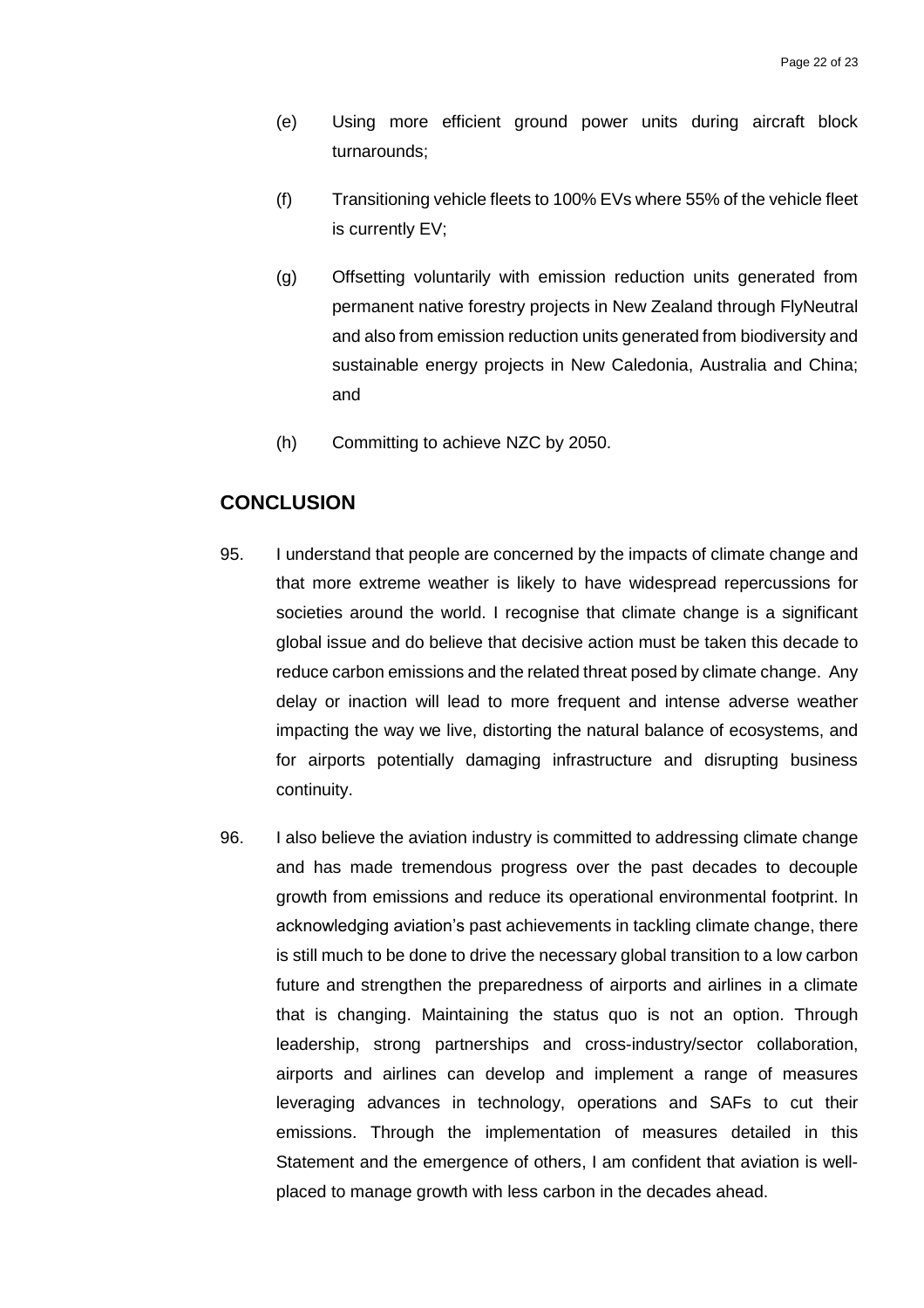(e) Using more efficient ground power units during aircraft block turnarounds;

(f) Transitioning vehicle fleets to 100% EVs where 55% of the vehicle fleet is currently EV;

(g) Offsetting voluntarily with emission reduction units generated from permanent native forestry projects in New Zealand through FlyNeutral and also from emission reduction units generated from biodiversity and sustainable energy projects in New Caledonia, Australia and China; and

(h) Committing to achieve NZC by 2050.

## CONCLUSION

95. I understand that people are concerned by the impacts of climate change and that more extreme weather is likely to have widespread repercussions for societies around the world. I recognise that climate change is a significant global issue and do believe that decisive action must be taken this decade to reduce carbon emissions and the related threat posed by climate change. Any delay or inaction will lead to more frequent and intense adverse weather impacting the way we live, distorting the natural balance of ecosystems, and for airports potentially damaging infrastructure and disrupting business continuity.

96. I also believe the aviation industry is committed to addressing climate change and has made tremendous progress over the past decades to decouple growth from emissions and reduce its operational environmental footprint. In acknowledging aviation's past achievements in tackling climate change, there is still much to be done to drive the necessary global transition to a low carbon future and strengthen the preparedness of airports and airlines in a climate that is changing. Maintaining the status quo is not an option. Through leadership, strong partnerships and cross-industry/sector collaboration, airports and airlines can develop and implement a range of measures leveraging advances in technology, operations and SAFs to cut their emissions. Through the implementation of measures detailed in this Statement and the emergence of others, I am confident that aviation is well-placed to manage growth with less carbon in the decades ahead.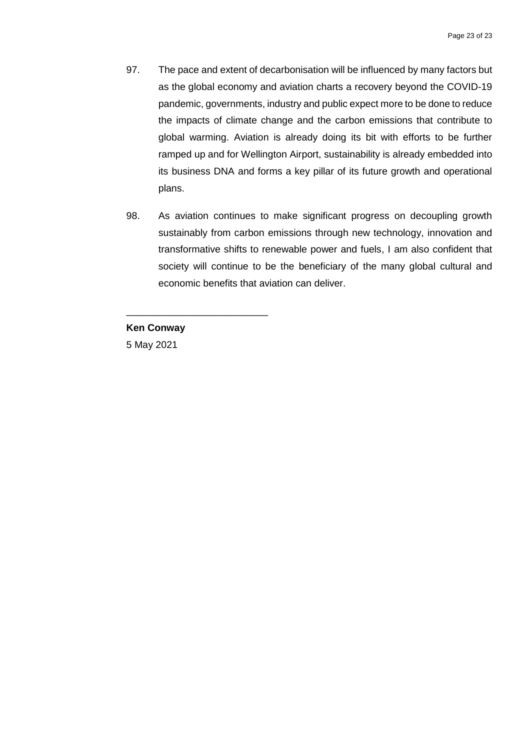97. The pace and extent of decarbonisation will be influenced by many factors but as the global economy and aviation charts a recovery beyond the COVID-19 pandemic, governments, industry and public expect more to be done to reduce the impacts of climate change and the carbon emissions that contribute to global warming. Aviation is already doing its bit with efforts to be further ramped up and for Wellington Airport, sustainability is already embedded into its business DNA and forms a key pillar of its future growth and operational plans.

98. As aviation continues to make significant progress on decoupling growth sustainably from carbon emissions through new technology, innovation and transformative shifts to renewable power and fuels, I am also confident that society will continue to be the beneficiary of the many global cultural and economic benefits that aviation can deliver.

\_\_\_\_\_\_\_\_\_\_\_\_\_\_\_\_\_\_\_\_\_\_\_\_\_\_

**Ken Conway**

5 May 2021